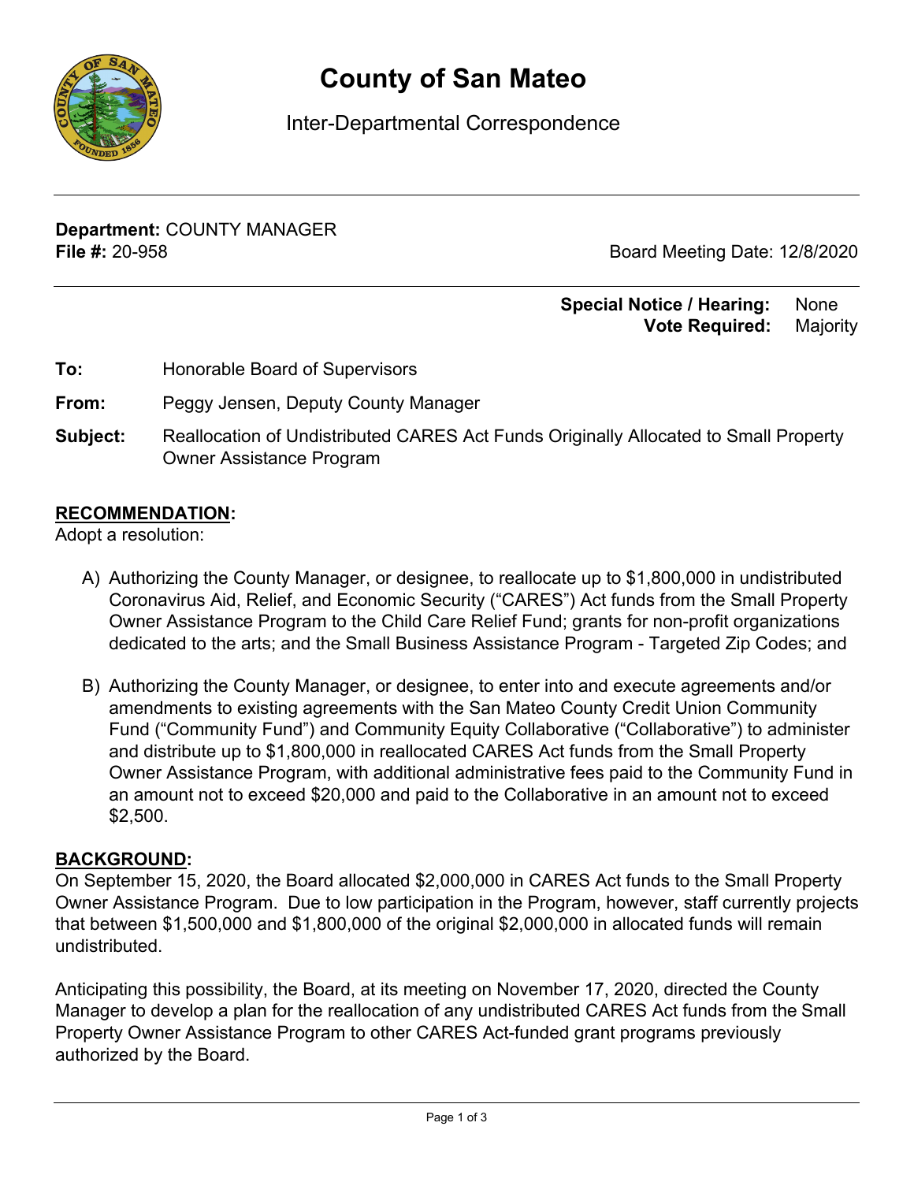# County of San Mateo

Inter-Departmental Correspondence

**Department:** COUNTY MANAGER
**File #:** 20-958

Board Meeting Date: 12/8/2020

**Special Notice / Hearing:** None
**Vote Required:** Majority

**To:** Honorable Board of Supervisors

**From:** Peggy Jensen, Deputy County Manager

**Subject:** Reallocation of Undistributed CARES Act Funds Originally Allocated to Small Property Owner Assistance Program

## RECOMMENDATION:

Adopt a resolution:

A) Authorizing the County Manager, or designee, to reallocate up to $1,800,000 in undistributed Coronavirus Aid, Relief, and Economic Security ("CARES") Act funds from the Small Property Owner Assistance Program to the Child Care Relief Fund; grants for non-profit organizations dedicated to the arts; and the Small Business Assistance Program - Targeted Zip Codes; and

B) Authorizing the County Manager, or designee, to enter into and execute agreements and/or amendments to existing agreements with the San Mateo County Credit Union Community Fund ("Community Fund") and Community Equity Collaborative ("Collaborative") to administer and distribute up to $1,800,000 in reallocated CARES Act funds from the Small Property Owner Assistance Program, with additional administrative fees paid to the Community Fund in an amount not to exceed $20,000 and paid to the Collaborative in an amount not to exceed $2,500.

## BACKGROUND:

On September 15, 2020, the Board allocated $2,000,000 in CARES Act funds to the Small Property Owner Assistance Program. Due to low participation in the Program, however, staff currently projects that between $1,500,000 and $1,800,000 of the original $2,000,000 in allocated funds will remain undistributed.

Anticipating this possibility, the Board, at its meeting on November 17, 2020, directed the County Manager to develop a plan for the reallocation of any undistributed CARES Act funds from the Small Property Owner Assistance Program to other CARES Act-funded grant programs previously authorized by the Board.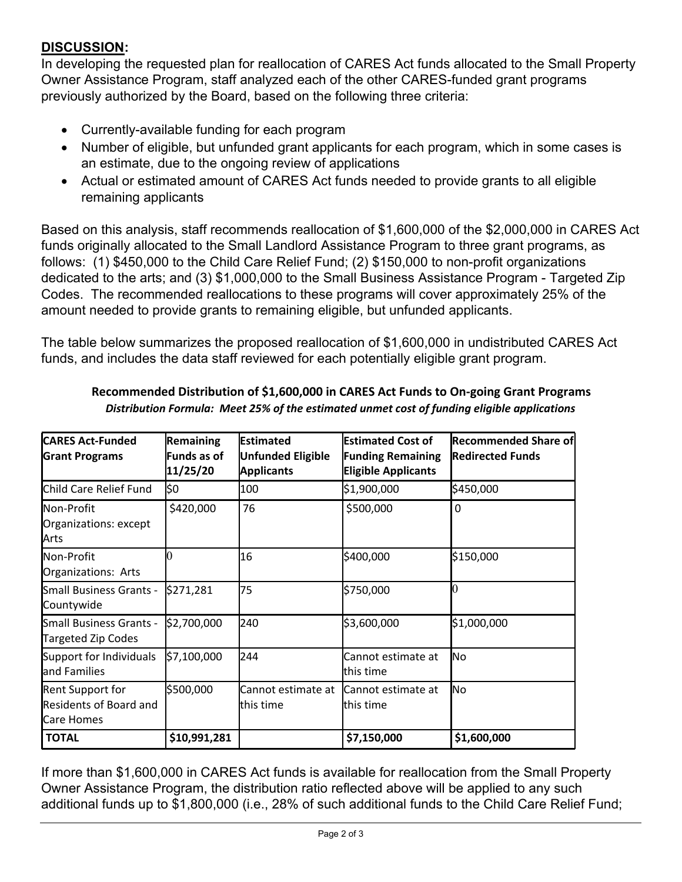## **DISCUSSION:**

In developing the requested plan for reallocation of CARES Act funds allocated to the Small Property Owner Assistance Program, staff analyzed each of the other CARES-funded grant programs previously authorized by the Board, based on the following three criteria:

- Currently-available funding for each program
- Number of eligible, but unfunded grant applicants for each program, which in some cases is an estimate, due to the ongoing review of applications
- Actual or estimated amount of CARES Act funds needed to provide grants to all eligible remaining applicants

Based on this analysis, staff recommends reallocation of $1,600,000 of the $2,000,000 in CARES Act funds originally allocated to the Small Landlord Assistance Program to three grant programs, as follows: (1) $450,000 to the Child Care Relief Fund; (2) $150,000 to non-profit organizations dedicated to the arts; and (3) $1,000,000 to the Small Business Assistance Program - Targeted Zip Codes. The recommended reallocations to these programs will cover approximately 25% of the amount needed to provide grants to remaining eligible, but unfunded applicants.

The table below summarizes the proposed reallocation of $1,600,000 in undistributed CARES Act funds, and includes the data staff reviewed for each potentially eligible grant program.

**Recommended Distribution of $1,600,000 in CARES Act Funds to On-going Grant Programs**

***Distribution Formula: Meet 25% of the estimated unmet cost of funding eligible applications***

| CARES Act-Funded Grant Programs | Remaining Funds as of 11/25/20 | Estimated Unfunded Eligible Applicants | Estimated Cost of Funding Remaining Eligible Applicants | Recommended Share of Redirected Funds |
|---|---|---|---|---|
| Child Care Relief Fund | $0 | 100 | $1,900,000 | $450,000 |
| Non-Profit Organizations: except Arts | $420,000 | 76 | $500,000 | 0 |
| Non-Profit Organizations: Arts | 0 | 16 | $400,000 | $150,000 |
| Small Business Grants - Countywide | $271,281 | 75 | $750,000 | 0 |
| Small Business Grants - Targeted Zip Codes | $2,700,000 | 240 | $3,600,000 | $1,000,000 |
| Support for Individuals and Families | $7,100,000 | 244 | Cannot estimate at this time | No |
| Rent Support for Residents of Board and Care Homes | $500,000 | Cannot estimate at this time | Cannot estimate at this time | No |
| **TOTAL** | **$10,991,281** | | **$7,150,000** | **$1,600,000** |

If more than $1,600,000 in CARES Act funds is available for reallocation from the Small Property Owner Assistance Program, the distribution ratio reflected above will be applied to any such additional funds up to $1,800,000 (i.e., 28% of such additional funds to the Child Care Relief Fund;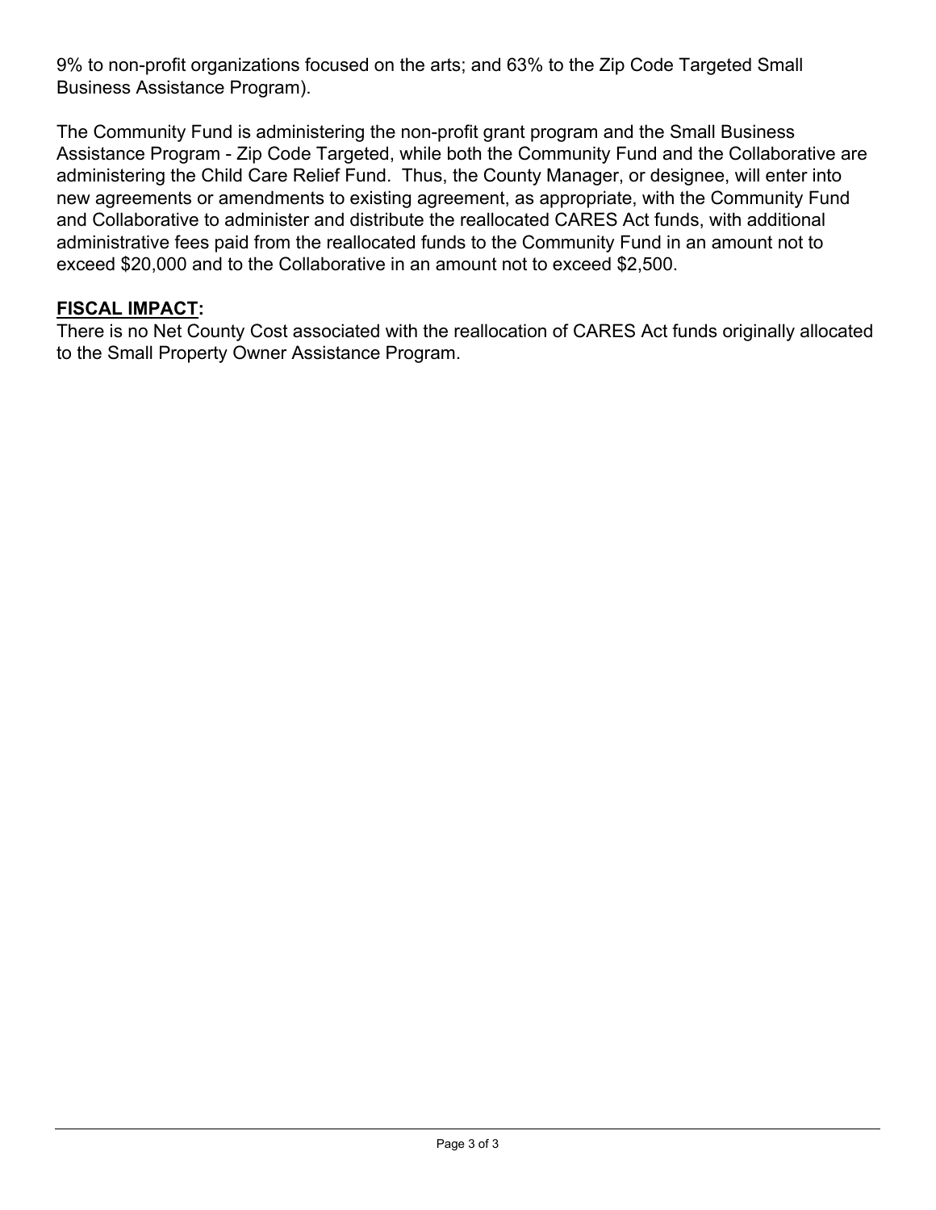9% to non-profit organizations focused on the arts; and 63% to the Zip Code Targeted Small Business Assistance Program).

The Community Fund is administering the non-profit grant program and the Small Business Assistance Program - Zip Code Targeted, while both the Community Fund and the Collaborative are administering the Child Care Relief Fund. Thus, the County Manager, or designee, will enter into new agreements or amendments to existing agreement, as appropriate, with the Community Fund and Collaborative to administer and distribute the reallocated CARES Act funds, with additional administrative fees paid from the reallocated funds to the Community Fund in an amount not to exceed $20,000 and to the Collaborative in an amount not to exceed $2,500.

**FISCAL IMPACT:**

There is no Net County Cost associated with the reallocation of CARES Act funds originally allocated to the Small Property Owner Assistance Program.